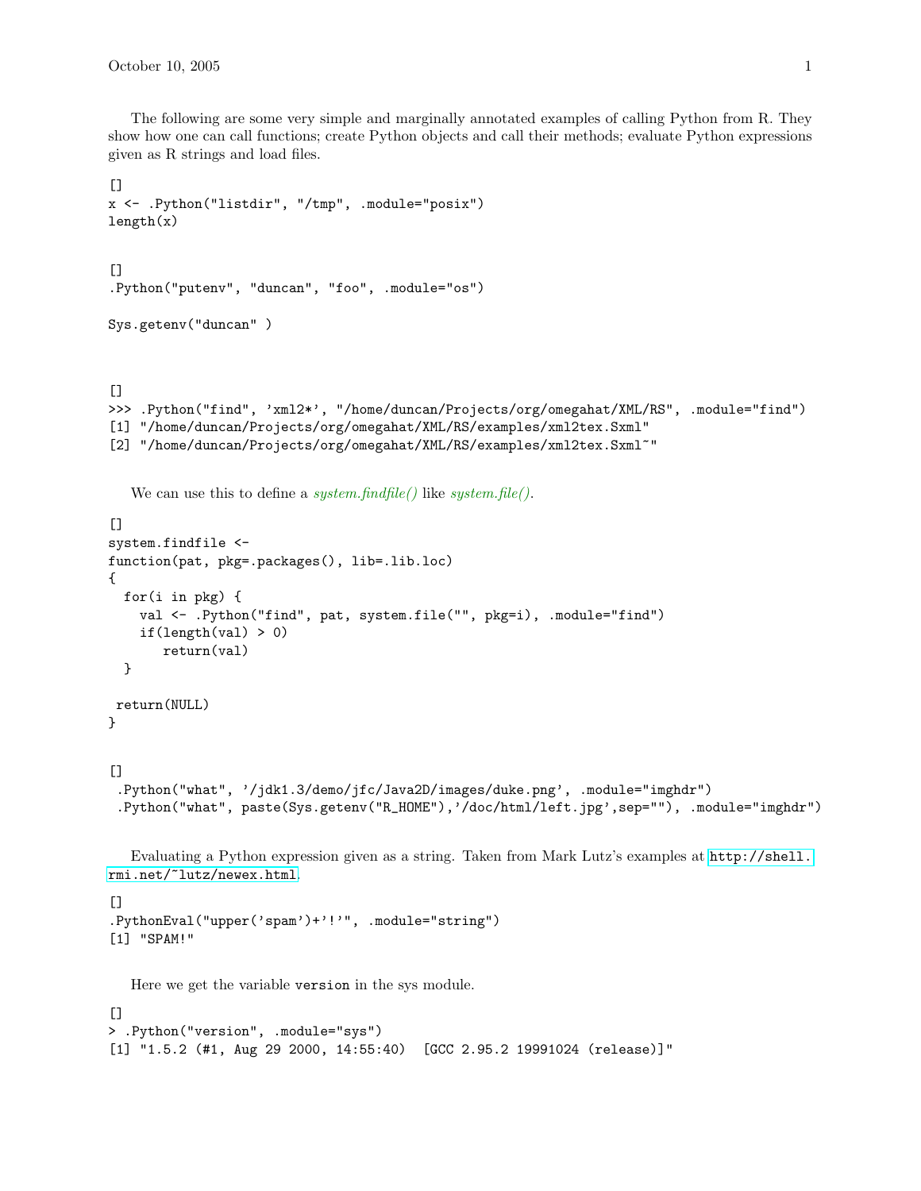The following are some very simple and marginally annotated examples of calling Python from R. They show how one can call functions; create Python objects and call their methods; evaluate Python expressions given as R strings and load files.

```
[]
x <- .Python("listdir", "/tmp", .module="posix")
length(x)
```

```
[]
.Python("putenv", "duncan", "foo", .module="os")

Sys.getenv("duncan" )
```

```
[]
>>> .Python("find", 'xml2*', "/home/duncan/Projects/org/omegahat/XML/RS", .module="find")
[1] "/home/duncan/Projects/org/omegahat/XML/RS/examples/xml2tex.Sxml"
[2] "/home/duncan/Projects/org/omegahat/XML/RS/examples/xml2tex.Sxml~"
```

We can use this to define a *system.findfile()* like *system.file()*.

```
[]
system.findfile <-
function(pat, pkg=.packages(), lib=.lib.loc)
{
  for(i in pkg) {
    val <- .Python("find", pat, system.file("", pkg=i), .module="find")
    if(length(val) > 0)
       return(val)
  }

 return(NULL)
}
```

```
[]
 .Python("what", '/jdk1.3/demo/jfc/Java2D/images/duke.png', .module="imghdr")
 .Python("what", paste(Sys.getenv("R_HOME"),'/doc/html/left.jpg',sep=""), .module="imghdr")
```

Evaluating a Python expression given as a string. Taken from Mark Lutz's examples at http://shell.rmi.net/~lutz/newex.html.

```
[]
.PythonEval("upper('spam')+'!'", .module="string")
[1] "SPAM!"
```

Here we get the variable `version` in the sys module.

```
[]
> .Python("version", .module="sys")
[1] "1.5.2 (#1, Aug 29 2000, 14:55:40)  [GCC 2.95.2 19991024 (release)]"
```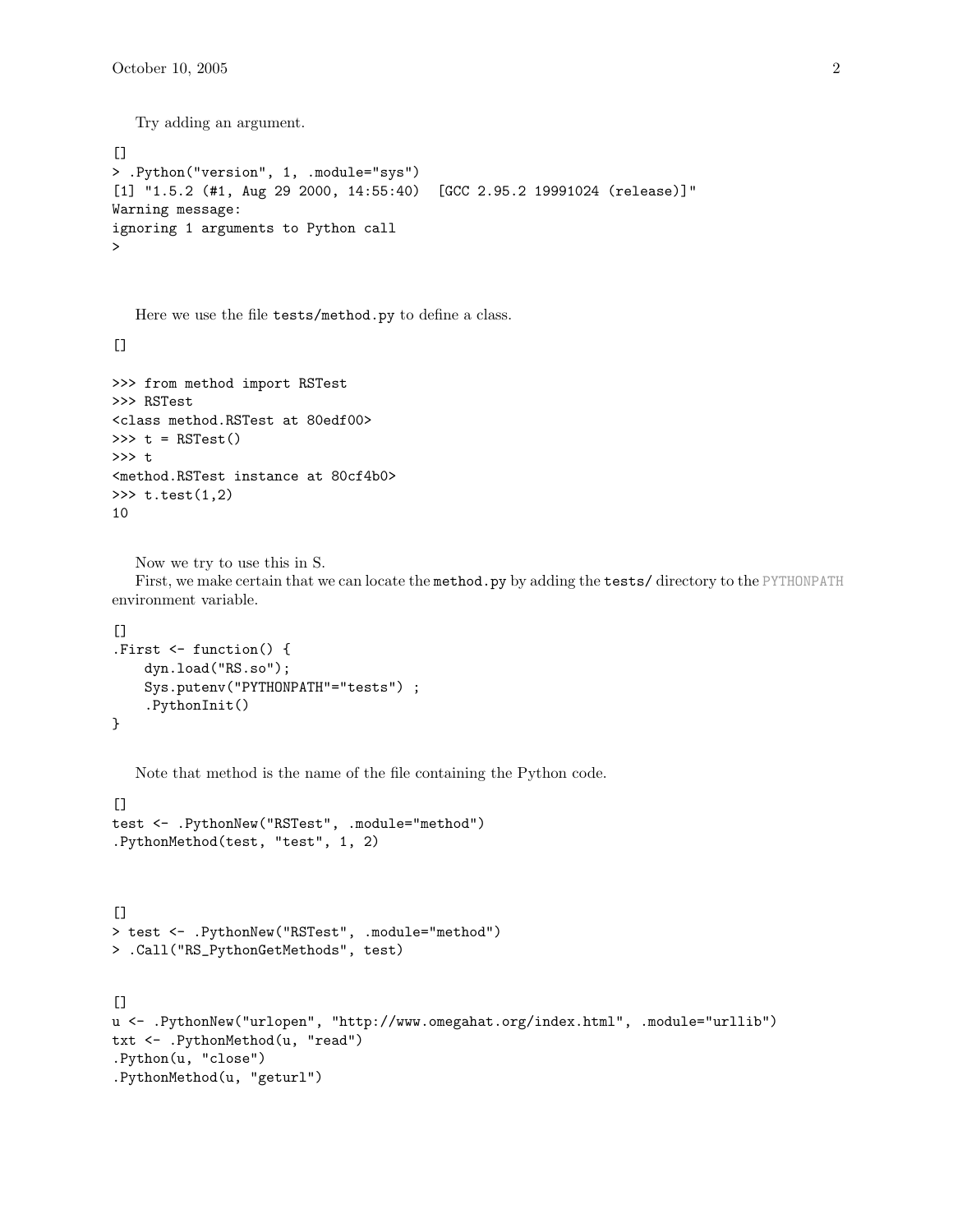Try adding an argument.

```
[]
> .Python("version", 1, .module="sys")
[1] "1.5.2 (#1, Aug 29 2000, 14:55:40)  [GCC 2.95.2 19991024 (release)]"
Warning message:
ignoring 1 arguments to Python call
>
```

Here we use the file `tests/method.py` to define a class.

```
[]

>>> from method import RSTest
>>> RSTest
<class method.RSTest at 80edf00>
>>> t = RSTest()
>>> t
<method.RSTest instance at 80cf4b0>
>>> t.test(1,2)
10
```

Now we try to use this in S.

First, we make certain that we can locate the `method.py` by adding the `tests/` directory to the PYTHONPATH environment variable.

```
[]
.First <- function() {
    dyn.load("RS.so");
    Sys.putenv("PYTHONPATH"="tests") ;
    .PythonInit()
}
```

Note that method is the name of the file containing the Python code.

```
[]
test <- .PythonNew("RSTest", .module="method")
.PythonMethod(test, "test", 1, 2)
```

```
[]
> test <- .PythonNew("RSTest", .module="method")
> .Call("RS_PythonGetMethods", test)
```

```
[]
u <- .PythonNew("urlopen", "http://www.omegahat.org/index.html", .module="urllib")
txt <- .PythonMethod(u, "read")
.Python(u, "close")
.PythonMethod(u, "geturl")
```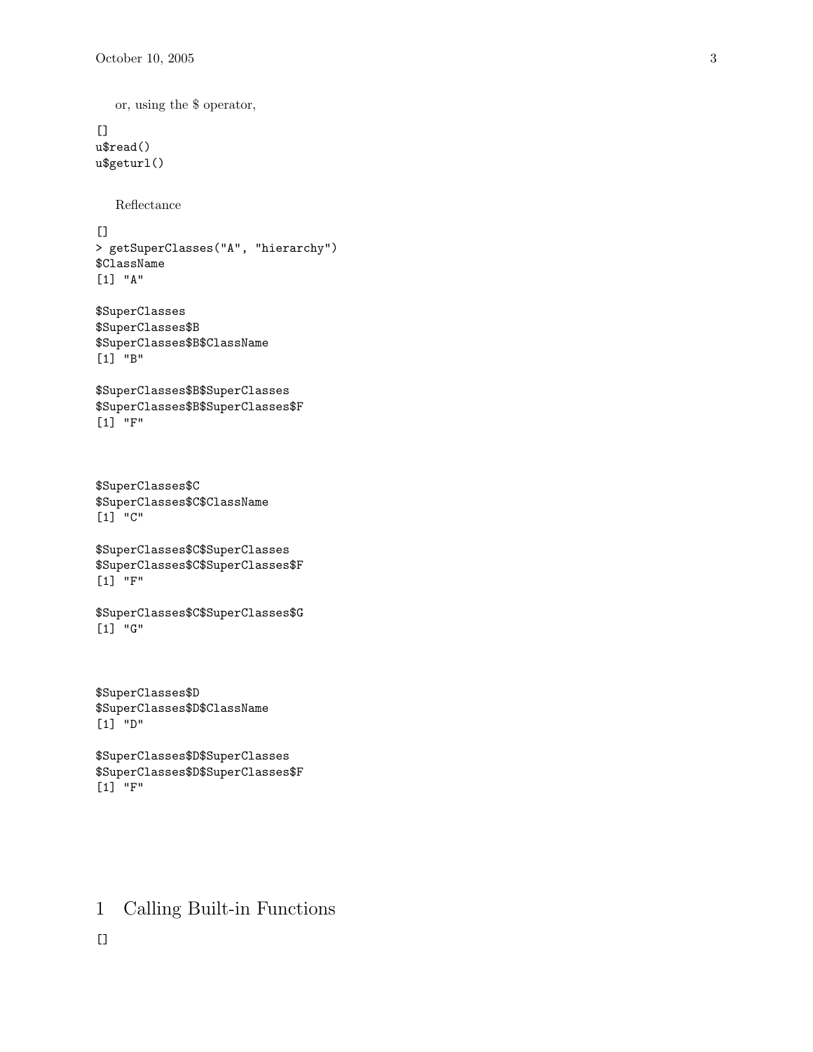or, using the $ operator,

```
[]
u$read()
u$geturl()
```

Reflectance

```
[]
> getSuperClasses("A", "hierarchy")
$ClassName
[1] "A"

$SuperClasses
$SuperClasses$B
$SuperClasses$B$ClassName
[1] "B"

$SuperClasses$B$SuperClasses
$SuperClasses$B$SuperClasses$F
[1] "F"



$SuperClasses$C
$SuperClasses$C$ClassName
[1] "C"

$SuperClasses$C$SuperClasses
$SuperClasses$C$SuperClasses$F
[1] "F"

$SuperClasses$C$SuperClasses$G
[1] "G"



$SuperClasses$D
$SuperClasses$D$ClassName
[1] "D"

$SuperClasses$D$SuperClasses
$SuperClasses$D$SuperClasses$F
[1] "F"
```

# 1 Calling Built-in Functions

```
[]
```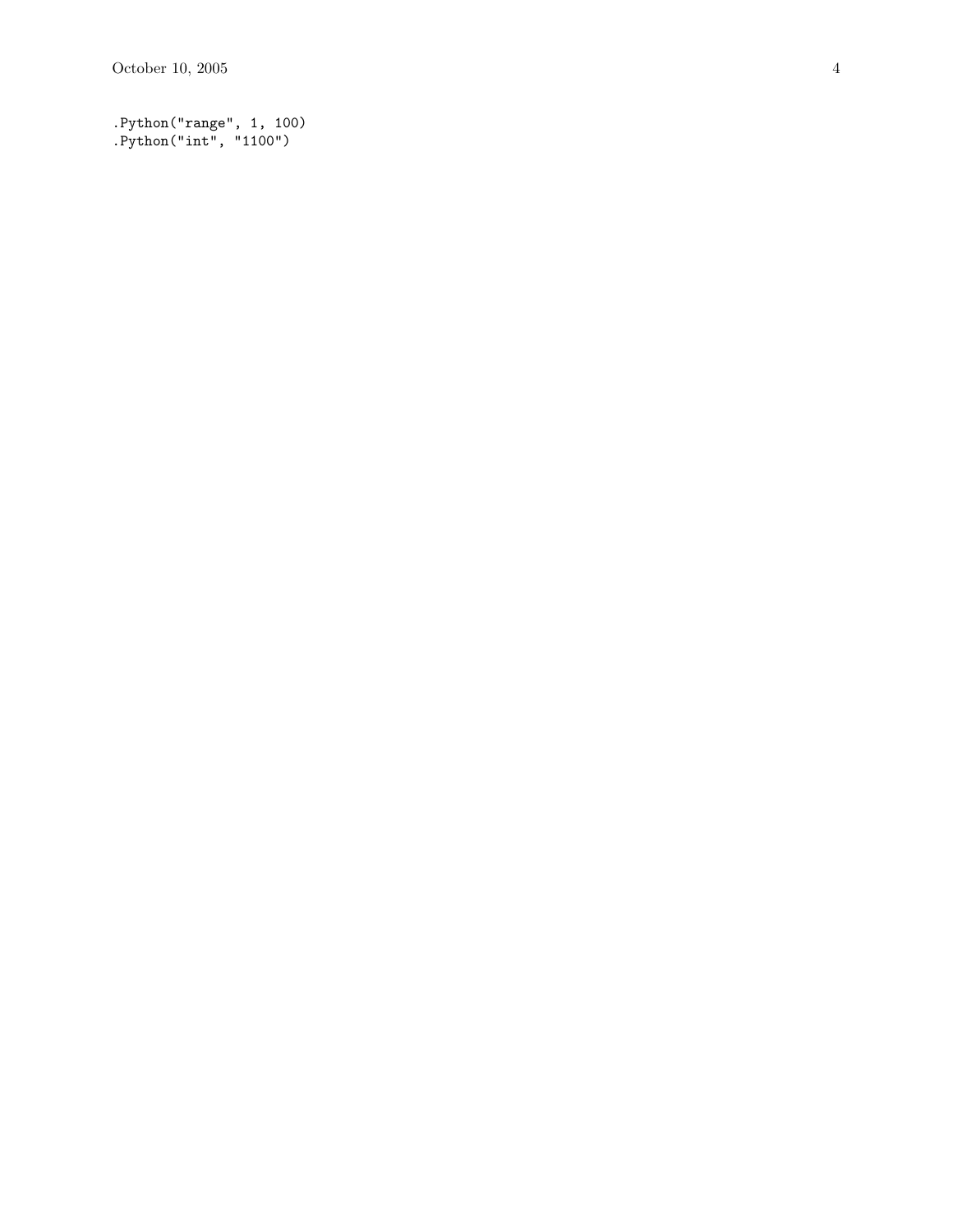```
.Python("range", 1, 100)
.Python("int", "1100")
```